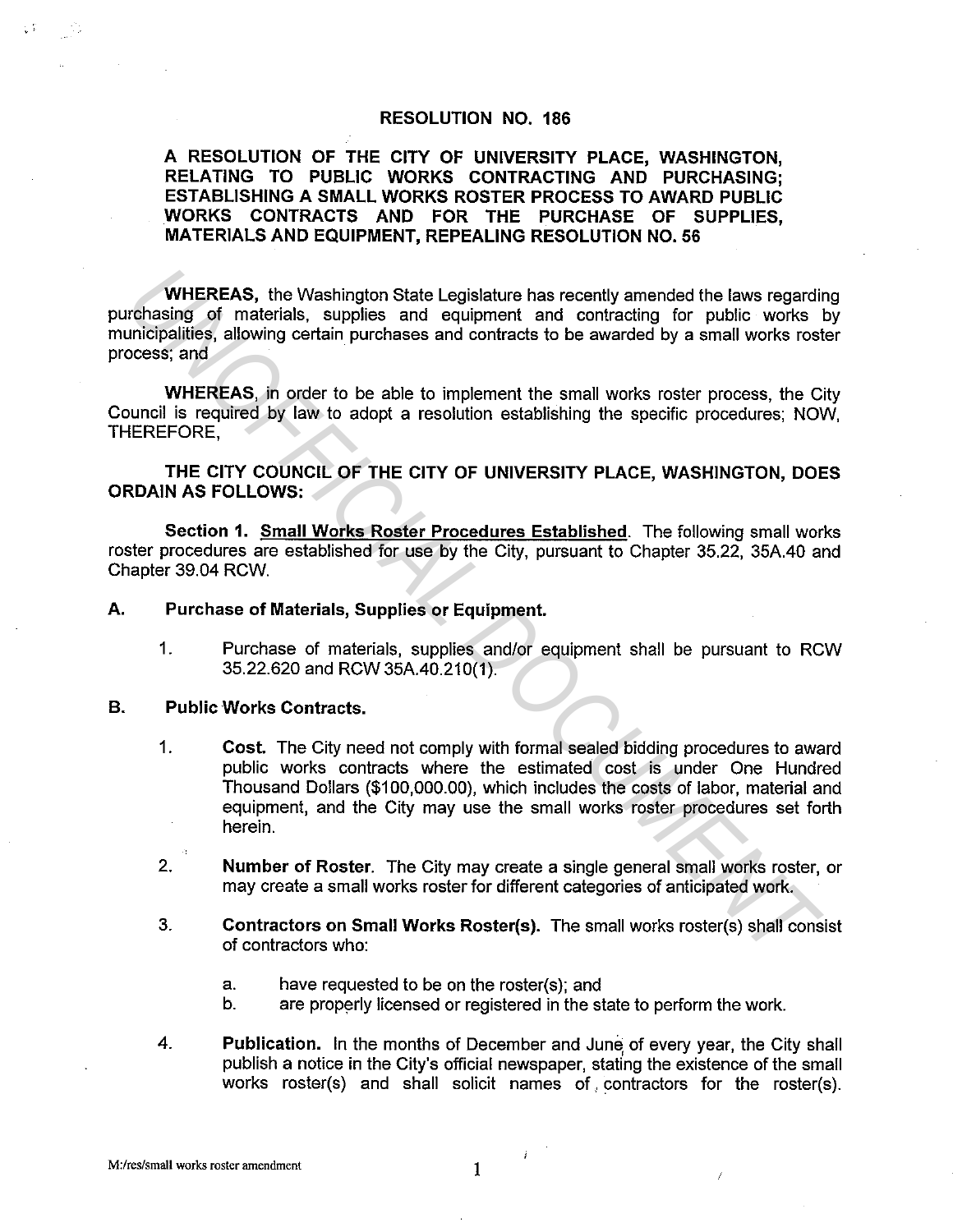**RESOLUTION NO. 186**

**A RESOLUTION OF THE CITY OF UNIVERSITY PLACE, WASHINGTON, RELATING TO PUBLIC WORKS CONTRACTING AND PURCHASING; ESTABLISHING A SMALL WORKS ROSTER PROCESS TO AWARD PUBLIC WORKS CONTRACTS AND FOR THE PURCHASE OF SUPPLIES, MATERIALS AND EQUIPMENT, REPEALING RESOLUTION NO. 56**

**WHEREAS,** the Washington State Legislature has recently amended the laws regarding purchasing of materials, supplies and equipment and contracting for public works by municipalities, allowing certain purchases and contracts to be awarded by a small works roster process; and

**WHEREAS,** in order to be able to implement the small works roster process, the City Council is required by law to adopt a resolution establishing the specific procedures; NOW, THEREFORE,

**THE CITY COUNCIL OF THE CITY OF UNIVERSITY PLACE, WASHINGTON, DOES ORDAIN AS FOLLOWS:**

**Section 1. Small Works Roster Procedures Established**. The following small works roster procedures are established for use by the City, pursuant to Chapter 35.22, 35A.40 and Chapter 39.04 RCW.

**A. Purchase of Materials, Supplies or Equipment.**

1. Purchase of materials, supplies and/or equipment shall be pursuant to RCW 35.22.620 and RCW 35A.40.210(1).

**B. Public Works Contracts.**

1. **Cost.** The City need not comply with formal sealed bidding procedures to award public works contracts where the estimated cost is under One Hundred Thousand Dollars ($100,000.00), which includes the costs of labor, material and equipment, and the City may use the small works roster procedures set forth herein.

2. **Number of Roster**. The City may create a single general small works roster, or may create a small works roster for different categories of anticipated work.

3. **Contractors on Small Works Roster(s).** The small works roster(s) shall consist of contractors who:

   a. have requested to be on the roster(s); and
   b. are properly licensed or registered in the state to perform the work.

4. **Publication.** In the months of December and June of every year, the City shall publish a notice in the City's official newspaper, stating the existence of the small works roster(s) and shall solicit names of contractors for the roster(s).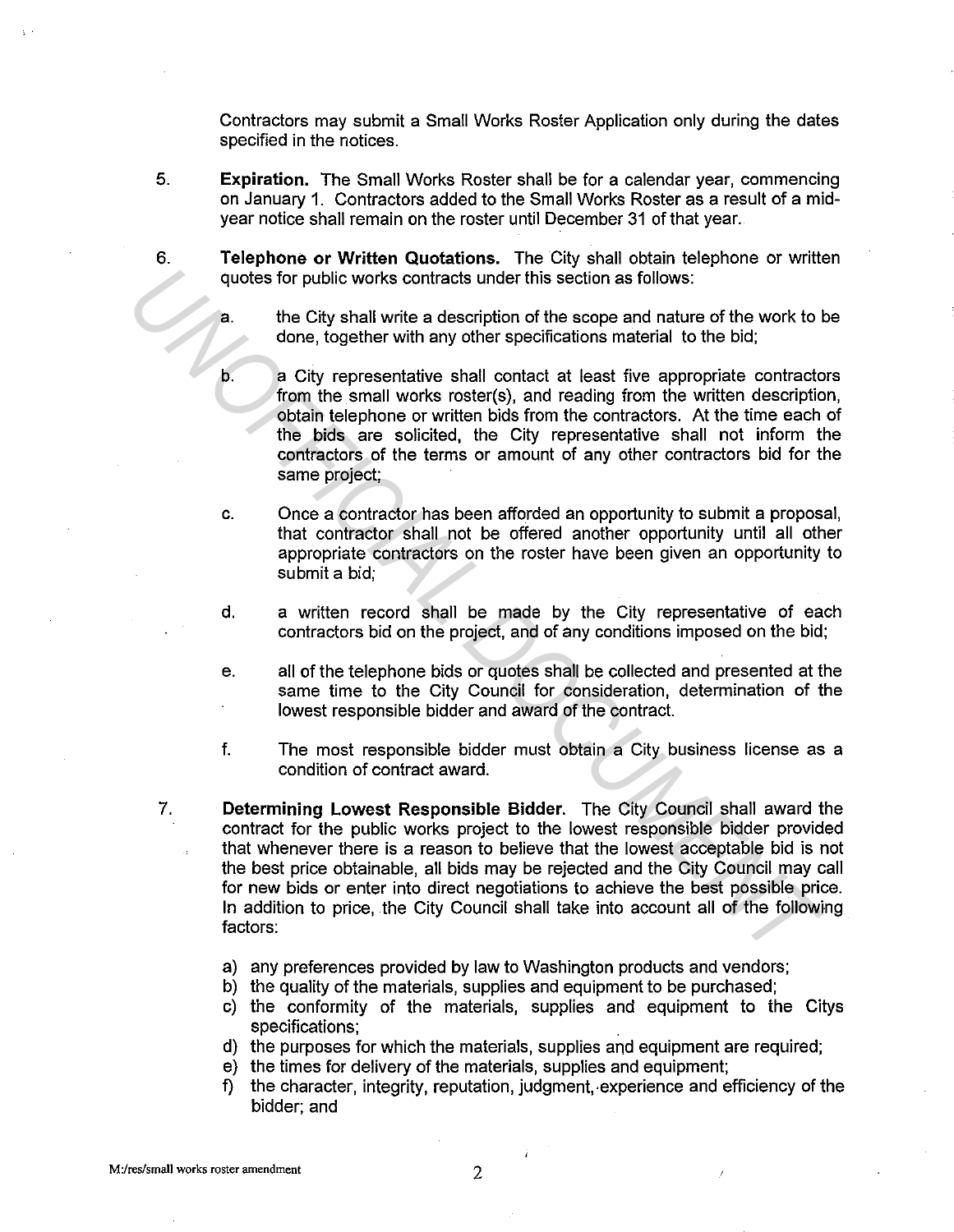Contractors may submit a Small Works Roster Application only during the dates specified in the notices.

5. **Expiration.** The Small Works Roster shall be for a calendar year, commencing on January 1. Contractors added to the Small Works Roster as a result of a mid-year notice shall remain on the roster until December 31 of that year.

6. **Telephone or Written Quotations.** The City shall obtain telephone or written quotes for public works contracts under this section as follows:

   a. the City shall write a description of the scope and nature of the work to be done, together with any other specifications material to the bid;

   b. a City representative shall contact at least five appropriate contractors from the small works roster(s), and reading from the written description, obtain telephone or written bids from the contractors. At the time each of the bids are solicited, the City representative shall not inform the contractors of the terms or amount of any other contractors bid for the same project;

   c. Once a contractor has been afforded an opportunity to submit a proposal, that contractor shall not be offered another opportunity until all other appropriate contractors on the roster have been given an opportunity to submit a bid;

   d. a written record shall be made by the City representative of each contractors bid on the project, and of any conditions imposed on the bid;

   e. all of the telephone bids or quotes shall be collected and presented at the same time to the City Council for consideration, determination of the lowest responsible bidder and award of the contract.

   f. The most responsible bidder must obtain a City business license as a condition of contract award.

7. **Determining Lowest Responsible Bidder.** The City Council shall award the contract for the public works project to the lowest responsible bidder provided that whenever there is a reason to believe that the lowest acceptable bid is not the best price obtainable, all bids may be rejected and the City Council may call for new bids or enter into direct negotiations to achieve the best possible price. In addition to price, the City Council shall take into account all of the following factors:

   a) any preferences provided by law to Washington products and vendors;
   b) the quality of the materials, supplies and equipment to be purchased;
   c) the conformity of the materials, supplies and equipment to the Citys specifications;
   d) the purposes for which the materials, supplies and equipment are required;
   e) the times for delivery of the materials, supplies and equipment;
   f) the character, integrity, reputation, judgment, experience and efficiency of the bidder; and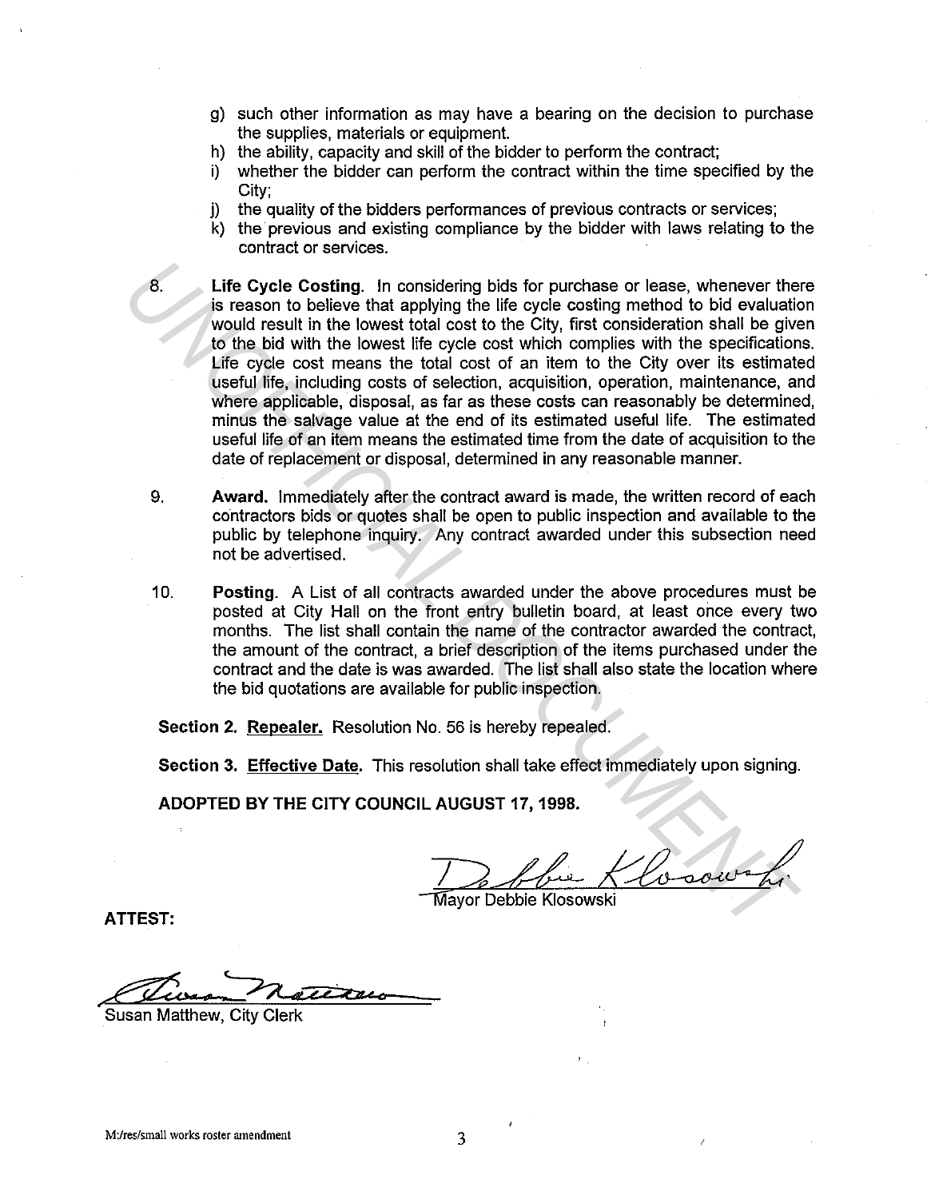g) such other information as may have a bearing on the decision to purchase the supplies, materials or equipment.
h) the ability, capacity and skill of the bidder to perform the contract;
i) whether the bidder can perform the contract within the time specified by the City;
j) the quality of the bidders performances of previous contracts or services;
k) the previous and existing compliance by the bidder with laws relating to the contract or services.

8. **Life Cycle Costing**. In considering bids for purchase or lease, whenever there is reason to believe that applying the life cycle costing method to bid evaluation would result in the lowest total cost to the City, first consideration shall be given to the bid with the lowest life cycle cost which complies with the specifications. Life cycle cost means the total cost of an item to the City over its estimated useful life, including costs of selection, acquisition, operation, maintenance, and where applicable, disposal, as far as these costs can reasonably be determined, minus the salvage value at the end of its estimated useful life. The estimated useful life of an item means the estimated time from the date of acquisition to the date of replacement or disposal, determined in any reasonable manner.

9. **Award.** Immediately after the contract award is made, the written record of each contractors bids or quotes shall be open to public inspection and available to the public by telephone inquiry. Any contract awarded under this subsection need not be advertised.

10. **Posting**. A List of all contracts awarded under the above procedures must be posted at City Hall on the front entry bulletin board, at least once every two months. The list shall contain the name of the contractor awarded the contract, the amount of the contract, a brief description of the items purchased under the contract and the date is was awarded. The list shall also state the location where the bid quotations are available for public inspection.

**Section 2. Repealer.** Resolution No. 56 is hereby repealed.

**Section 3. Effective Date.** This resolution shall take effect immediately upon signing.

**ADOPTED BY THE CITY COUNCIL AUGUST 17, 1998.**

Debbie Klosowski

Mayor Debbie Klosowski

**ATTEST:**

Susan Matthew

Susan Matthew, City Clerk

M:/res/small works roster amendment